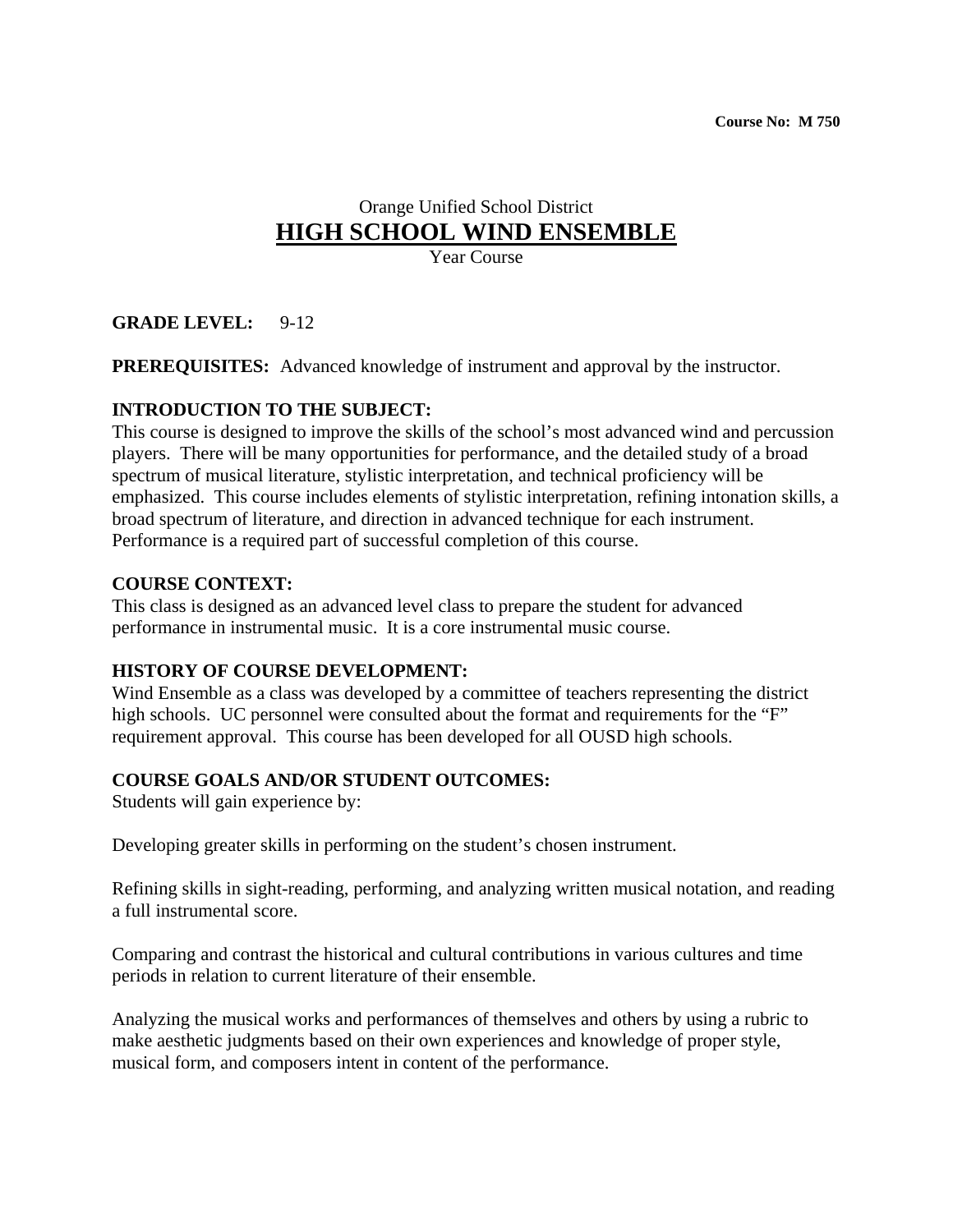**Course No: M 750**

Orange Unified School District

# HIGH SCHOOL WIND ENSEMBLE

Year Course

**GRADE LEVEL:** 9-12

**PREREQUISITES:** Advanced knowledge of instrument and approval by the instructor.

**INTRODUCTION TO THE SUBJECT:**
This course is designed to improve the skills of the school's most advanced wind and percussion players. There will be many opportunities for performance, and the detailed study of a broad spectrum of musical literature, stylistic interpretation, and technical proficiency will be emphasized. This course includes elements of stylistic interpretation, refining intonation skills, a broad spectrum of literature, and direction in advanced technique for each instrument. Performance is a required part of successful completion of this course.

**COURSE CONTEXT:**
This class is designed as an advanced level class to prepare the student for advanced performance in instrumental music. It is a core instrumental music course.

**HISTORY OF COURSE DEVELOPMENT:**
Wind Ensemble as a class was developed by a committee of teachers representing the district high schools. UC personnel were consulted about the format and requirements for the "F" requirement approval. This course has been developed for all OUSD high schools.

**COURSE GOALS AND/OR STUDENT OUTCOMES:**
Students will gain experience by:

Developing greater skills in performing on the student's chosen instrument.

Refining skills in sight-reading, performing, and analyzing written musical notation, and reading a full instrumental score.

Comparing and contrast the historical and cultural contributions in various cultures and time periods in relation to current literature of their ensemble.

Analyzing the musical works and performances of themselves and others by using a rubric to make aesthetic judgments based on their own experiences and knowledge of proper style, musical form, and composers intent in content of the performance.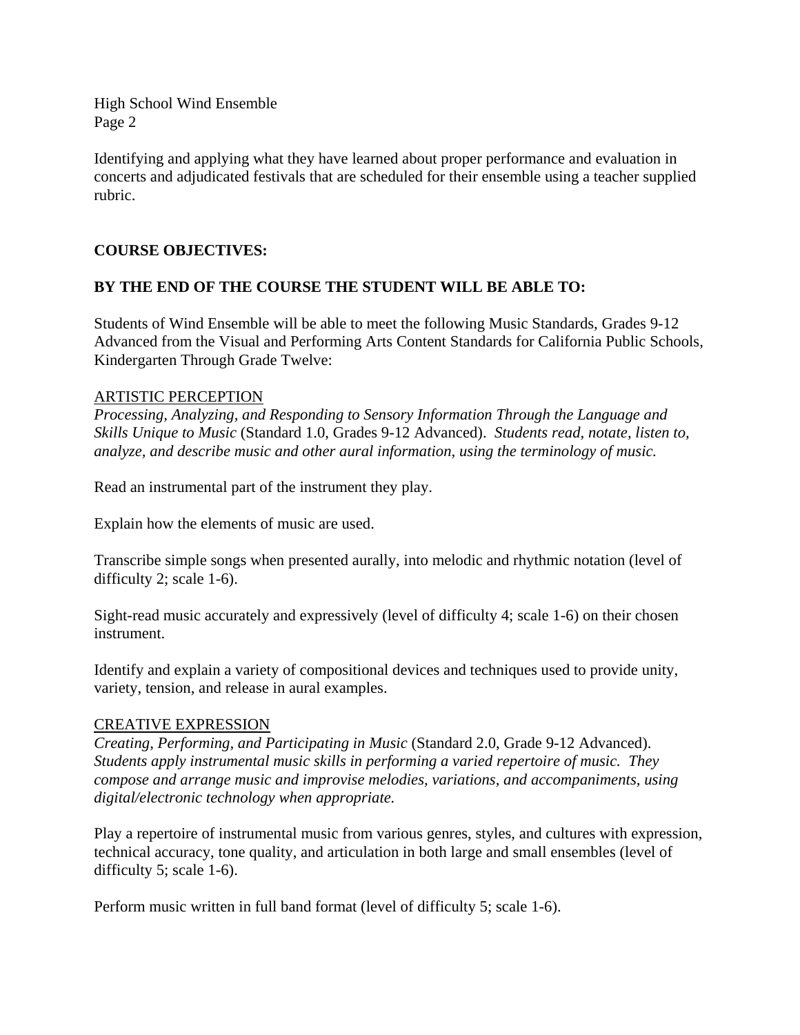Identifying and applying what they have learned about proper performance and evaluation in concerts and adjudicated festivals that are scheduled for their ensemble using a teacher supplied rubric.

**COURSE OBJECTIVES:**

**BY THE END OF THE COURSE THE STUDENT WILL BE ABLE TO:**

Students of Wind Ensemble will be able to meet the following Music Standards, Grades 9-12 Advanced from the Visual and Performing Arts Content Standards for California Public Schools, Kindergarten Through Grade Twelve:

ARTISTIC PERCEPTION

*Processing, Analyzing, and Responding to Sensory Information Through the Language and Skills Unique to Music* (Standard 1.0, Grades 9-12 Advanced). *Students read, notate, listen to, analyze, and describe music and other aural information, using the terminology of music.*

Read an instrumental part of the instrument they play.

Explain how the elements of music are used.

Transcribe simple songs when presented aurally, into melodic and rhythmic notation (level of difficulty 2; scale 1-6).

Sight-read music accurately and expressively (level of difficulty 4; scale 1-6) on their chosen instrument.

Identify and explain a variety of compositional devices and techniques used to provide unity, variety, tension, and release in aural examples.

CREATIVE EXPRESSION

*Creating, Performing, and Participating in Music* (Standard 2.0, Grade 9-12 Advanced). *Students apply instrumental music skills in performing a varied repertoire of music. They compose and arrange music and improvise melodies, variations, and accompaniments, using digital/electronic technology when appropriate.*

Play a repertoire of instrumental music from various genres, styles, and cultures with expression, technical accuracy, tone quality, and articulation in both large and small ensembles (level of difficulty 5; scale 1-6).

Perform music written in full band format (level of difficulty 5; scale 1-6).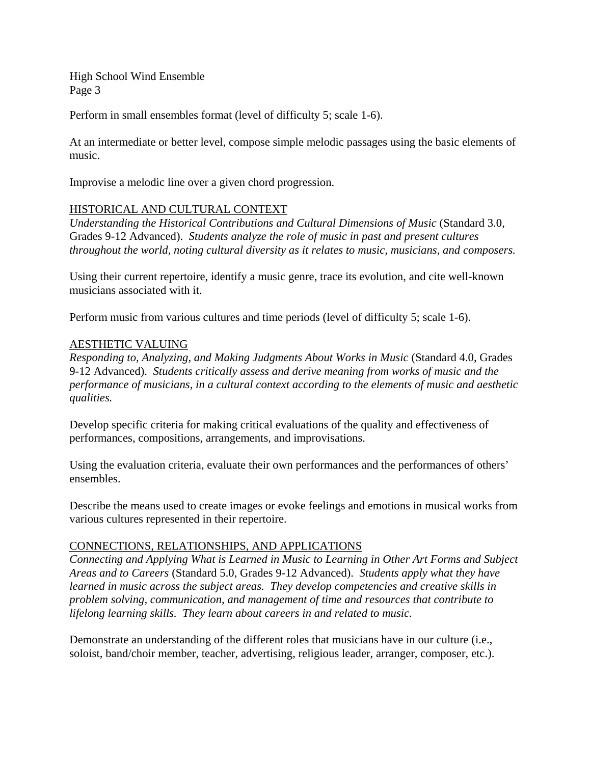Perform in small ensembles format (level of difficulty 5; scale 1-6).

At an intermediate or better level, compose simple melodic passages using the basic elements of music.

Improvise a melodic line over a given chord progression.

## HISTORICAL AND CULTURAL CONTEXT

*Understanding the Historical Contributions and Cultural Dimensions of Music* (Standard 3.0, Grades 9-12 Advanced). *Students analyze the role of music in past and present cultures throughout the world, noting cultural diversity as it relates to music, musicians, and composers.*

Using their current repertoire, identify a music genre, trace its evolution, and cite well-known musicians associated with it.

Perform music from various cultures and time periods (level of difficulty 5; scale 1-6).

## AESTHETIC VALUING

*Responding to, Analyzing, and Making Judgments About Works in Music* (Standard 4.0, Grades 9-12 Advanced). *Students critically assess and derive meaning from works of music and the performance of musicians, in a cultural context according to the elements of music and aesthetic qualities.*

Develop specific criteria for making critical evaluations of the quality and effectiveness of performances, compositions, arrangements, and improvisations.

Using the evaluation criteria, evaluate their own performances and the performances of others' ensembles.

Describe the means used to create images or evoke feelings and emotions in musical works from various cultures represented in their repertoire.

## CONNECTIONS, RELATIONSHIPS, AND APPLICATIONS

*Connecting and Applying What is Learned in Music to Learning in Other Art Forms and Subject Areas and to Careers* (Standard 5.0, Grades 9-12 Advanced). *Students apply what they have learned in music across the subject areas. They develop competencies and creative skills in problem solving, communication, and management of time and resources that contribute to lifelong learning skills. They learn about careers in and related to music.*

Demonstrate an understanding of the different roles that musicians have in our culture (i.e., soloist, band/choir member, teacher, advertising, religious leader, arranger, composer, etc.).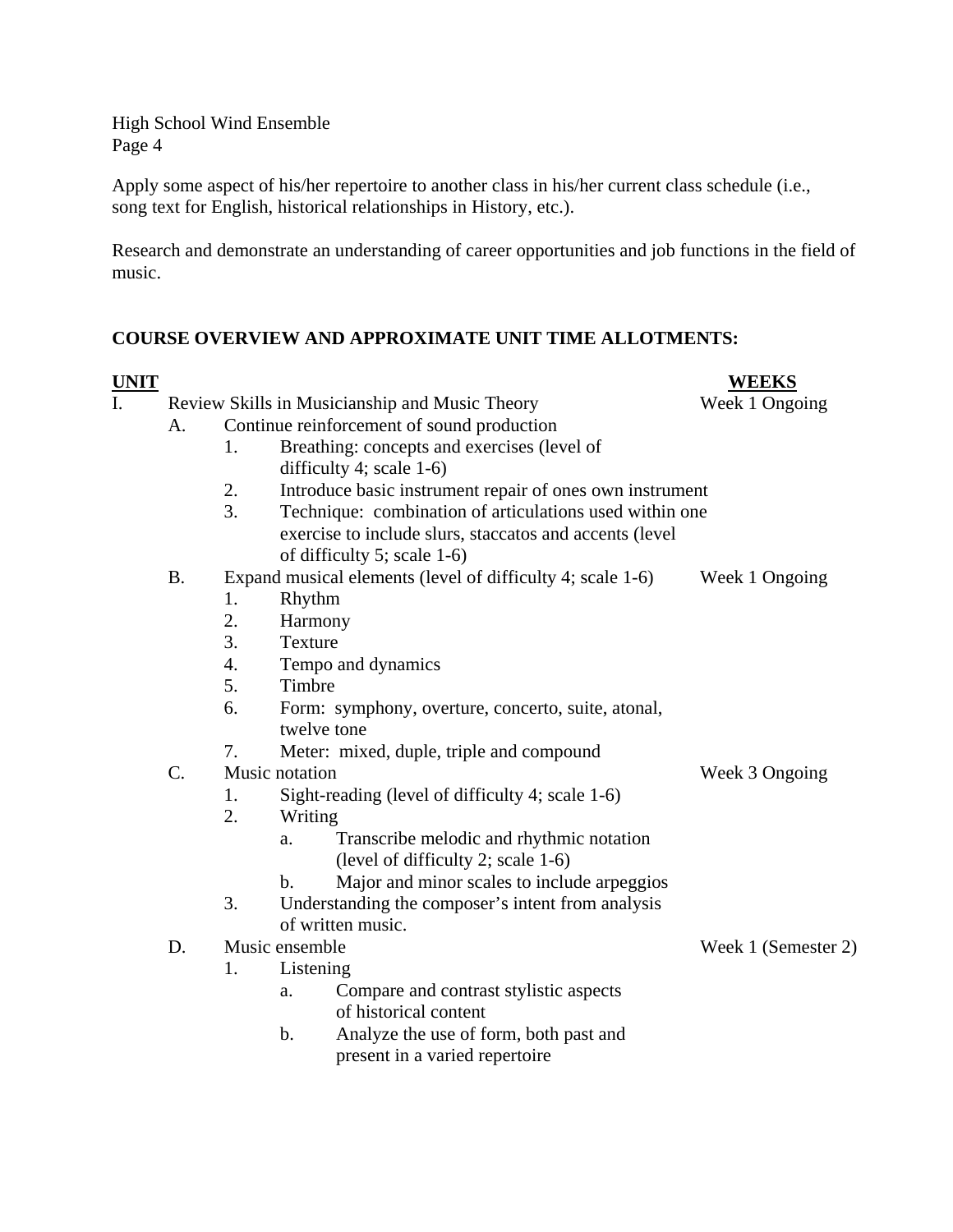Apply some aspect of his/her repertoire to another class in his/her current class schedule (i.e., song text for English, historical relationships in History, etc.).

Research and demonstrate an understanding of career opportunities and job functions in the field of music.

**COURSE OVERVIEW AND APPROXIMATE UNIT TIME ALLOTMENTS:**

| **UNIT** | **WEEKS** |
|---|---|
| I. Review Skills in Musicianship and Music Theory | Week 1 Ongoing |
| &nbsp;&nbsp;&nbsp;&nbsp;A. Continue reinforcement of sound production | |
| &nbsp;&nbsp;&nbsp;&nbsp;&nbsp;&nbsp;&nbsp;&nbsp;1. Breathing: concepts and exercises (level of difficulty 4; scale 1-6) | |
| &nbsp;&nbsp;&nbsp;&nbsp;&nbsp;&nbsp;&nbsp;&nbsp;2. Introduce basic instrument repair of ones own instrument | |
| &nbsp;&nbsp;&nbsp;&nbsp;&nbsp;&nbsp;&nbsp;&nbsp;3. Technique: combination of articulations used within one exercise to include slurs, staccatos and accents (level of difficulty 5; scale 1-6) | |
| &nbsp;&nbsp;&nbsp;&nbsp;B. Expand musical elements (level of difficulty 4; scale 1-6) | Week 1 Ongoing |
| &nbsp;&nbsp;&nbsp;&nbsp;&nbsp;&nbsp;&nbsp;&nbsp;1. Rhythm | |
| &nbsp;&nbsp;&nbsp;&nbsp;&nbsp;&nbsp;&nbsp;&nbsp;2. Harmony | |
| &nbsp;&nbsp;&nbsp;&nbsp;&nbsp;&nbsp;&nbsp;&nbsp;3. Texture | |
| &nbsp;&nbsp;&nbsp;&nbsp;&nbsp;&nbsp;&nbsp;&nbsp;4. Tempo and dynamics | |
| &nbsp;&nbsp;&nbsp;&nbsp;&nbsp;&nbsp;&nbsp;&nbsp;5. Timbre | |
| &nbsp;&nbsp;&nbsp;&nbsp;&nbsp;&nbsp;&nbsp;&nbsp;6. Form: symphony, overture, concerto, suite, atonal, twelve tone | |
| &nbsp;&nbsp;&nbsp;&nbsp;&nbsp;&nbsp;&nbsp;&nbsp;7. Meter: mixed, duple, triple and compound | |
| &nbsp;&nbsp;&nbsp;&nbsp;C. Music notation | Week 3 Ongoing |
| &nbsp;&nbsp;&nbsp;&nbsp;&nbsp;&nbsp;&nbsp;&nbsp;1. Sight-reading (level of difficulty 4; scale 1-6) | |
| &nbsp;&nbsp;&nbsp;&nbsp;&nbsp;&nbsp;&nbsp;&nbsp;2. Writing | |
| &nbsp;&nbsp;&nbsp;&nbsp;&nbsp;&nbsp;&nbsp;&nbsp;&nbsp;&nbsp;&nbsp;&nbsp;a. Transcribe melodic and rhythmic notation (level of difficulty 2; scale 1-6) | |
| &nbsp;&nbsp;&nbsp;&nbsp;&nbsp;&nbsp;&nbsp;&nbsp;&nbsp;&nbsp;&nbsp;&nbsp;b. Major and minor scales to include arpeggios | |
| &nbsp;&nbsp;&nbsp;&nbsp;&nbsp;&nbsp;&nbsp;&nbsp;3. Understanding the composer's intent from analysis of written music. | |
| &nbsp;&nbsp;&nbsp;&nbsp;D. Music ensemble | Week 1 (Semester 2) |
| &nbsp;&nbsp;&nbsp;&nbsp;&nbsp;&nbsp;&nbsp;&nbsp;1. Listening | |
| &nbsp;&nbsp;&nbsp;&nbsp;&nbsp;&nbsp;&nbsp;&nbsp;&nbsp;&nbsp;&nbsp;&nbsp;a. Compare and contrast stylistic aspects of historical content | |
| &nbsp;&nbsp;&nbsp;&nbsp;&nbsp;&nbsp;&nbsp;&nbsp;&nbsp;&nbsp;&nbsp;&nbsp;b. Analyze the use of form, both past and present in a varied repertoire | |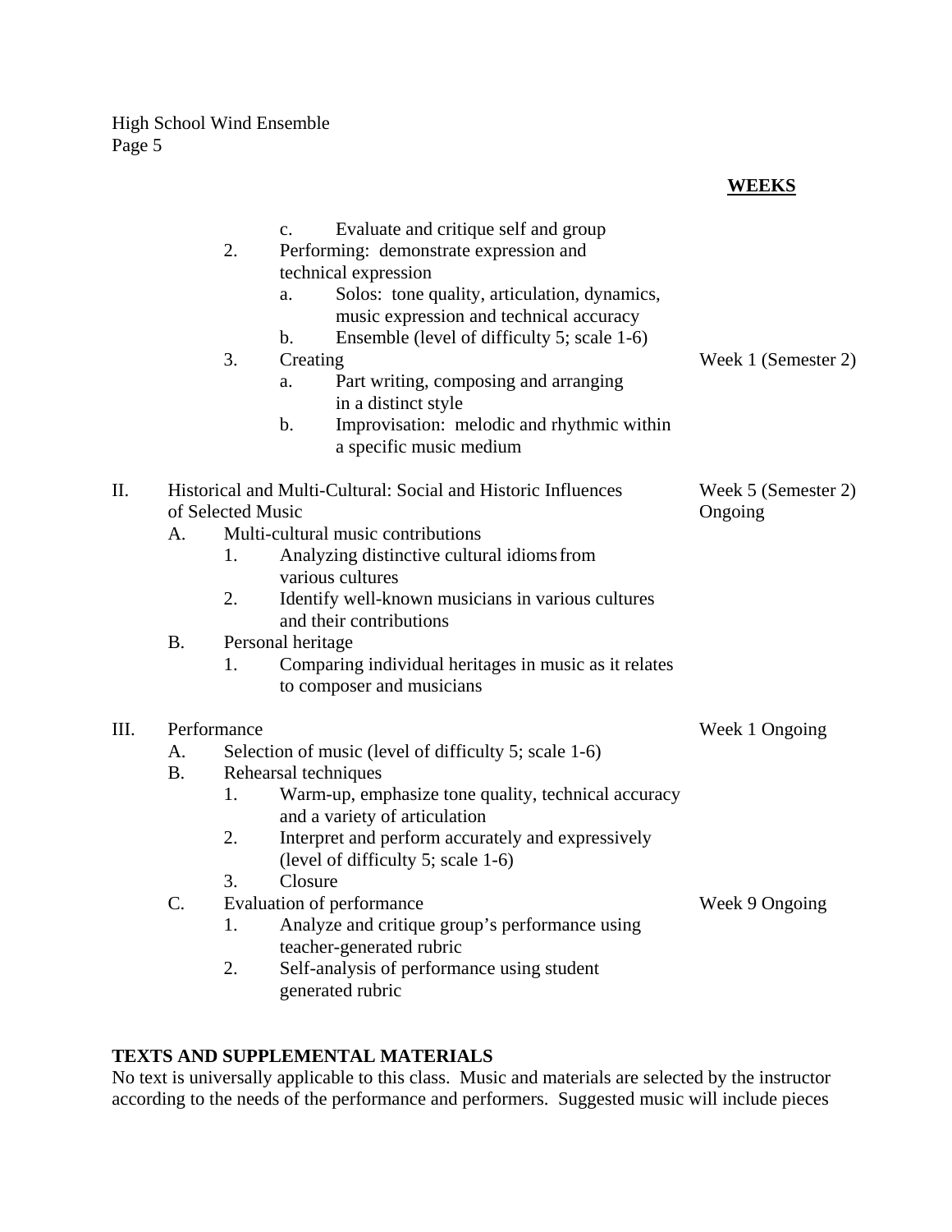**WEEKS**

| Outline | Weeks |
|---|---|
| c. Evaluate and critique self and group | |
| 2. Performing: demonstrate expression and technical expression | |
| a. Solos: tone quality, articulation, dynamics, music expression and technical accuracy | |
| b. Ensemble (level of difficulty 5; scale 1-6) | |
| 3. Creating | Week 1 (Semester 2) |
| a. Part writing, composing and arranging in a distinct style | |
| b. Improvisation: melodic and rhythmic within a specific music medium | |
| II. Historical and Multi-Cultural: Social and Historic Influences of Selected Music | Week 5 (Semester 2) Ongoing |
| A. Multi-cultural music contributions | |
| 1. Analyzing distinctive cultural idioms from various cultures | |
| 2. Identify well-known musicians in various cultures and their contributions | |
| B. Personal heritage | |
| 1. Comparing individual heritages in music as it relates to composer and musicians | |
| III. Performance | Week 1 Ongoing |
| A. Selection of music (level of difficulty 5; scale 1-6) | |
| B. Rehearsal techniques | |
| 1. Warm-up, emphasize tone quality, technical accuracy and a variety of articulation | |
| 2. Interpret and perform accurately and expressively (level of difficulty 5; scale 1-6) | |
| 3. Closure | |
| C. Evaluation of performance | Week 9 Ongoing |
| 1. Analyze and critique group's performance using teacher-generated rubric | |
| 2. Self-analysis of performance using student generated rubric | |

**TEXTS AND SUPPLEMENTAL MATERIALS**

No text is universally applicable to this class. Music and materials are selected by the instructor according to the needs of the performance and performers. Suggested music will include pieces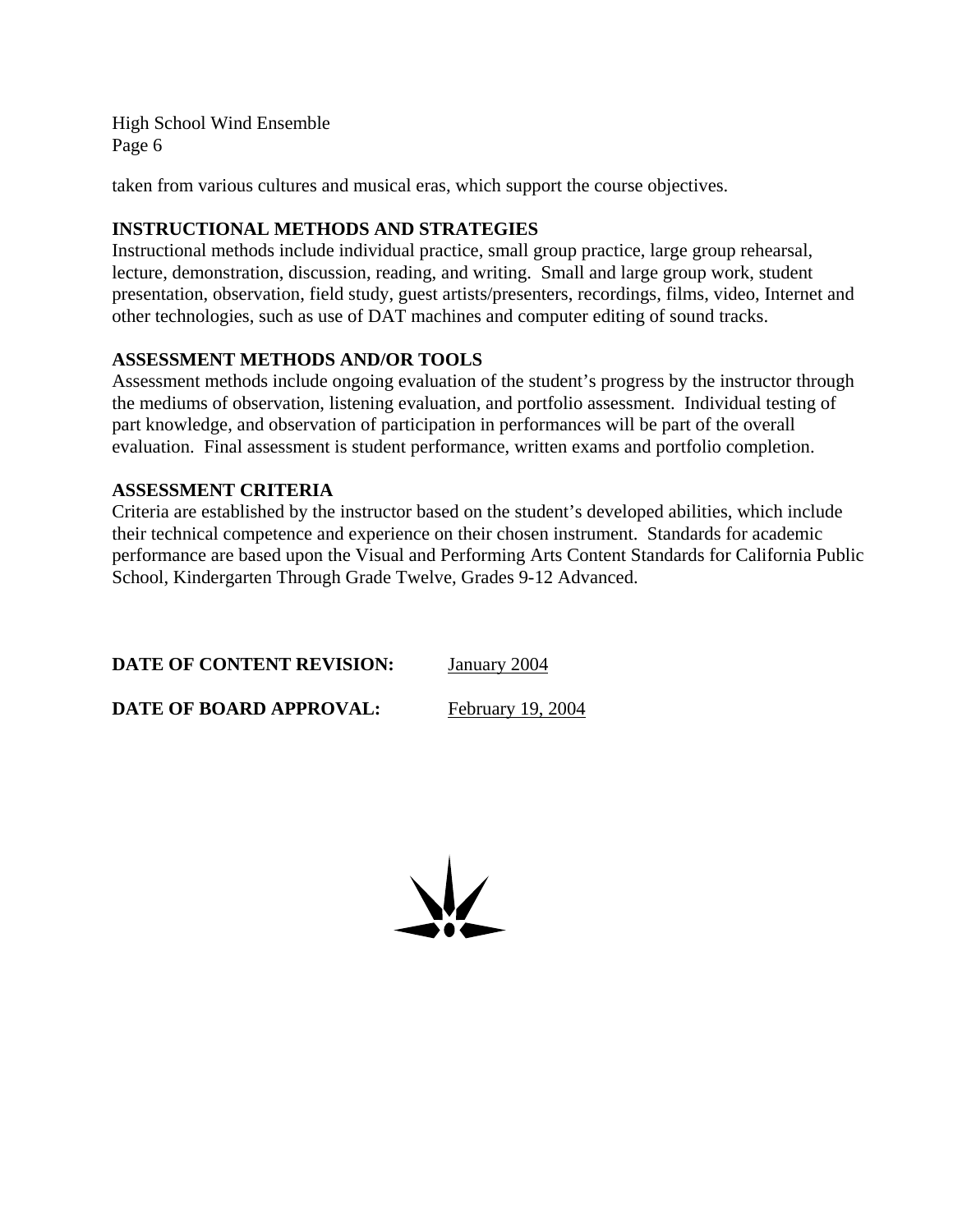taken from various cultures and musical eras, which support the course objectives.

## INSTRUCTIONAL METHODS AND STRATEGIES

Instructional methods include individual practice, small group practice, large group rehearsal, lecture, demonstration, discussion, reading, and writing. Small and large group work, student presentation, observation, field study, guest artists/presenters, recordings, films, video, Internet and other technologies, such as use of DAT machines and computer editing of sound tracks.

## ASSESSMENT METHODS AND/OR TOOLS

Assessment methods include ongoing evaluation of the student's progress by the instructor through the mediums of observation, listening evaluation, and portfolio assessment. Individual testing of part knowledge, and observation of participation in performances will be part of the overall evaluation. Final assessment is student performance, written exams and portfolio completion.

## ASSESSMENT CRITERIA

Criteria are established by the instructor based on the student's developed abilities, which include their technical competence and experience on their chosen instrument. Standards for academic performance are based upon the Visual and Performing Arts Content Standards for California Public School, Kindergarten Through Grade Twelve, Grades 9-12 Advanced.

**DATE OF CONTENT REVISION:** January 2004

**DATE OF BOARD APPROVAL:** February 19, 2004